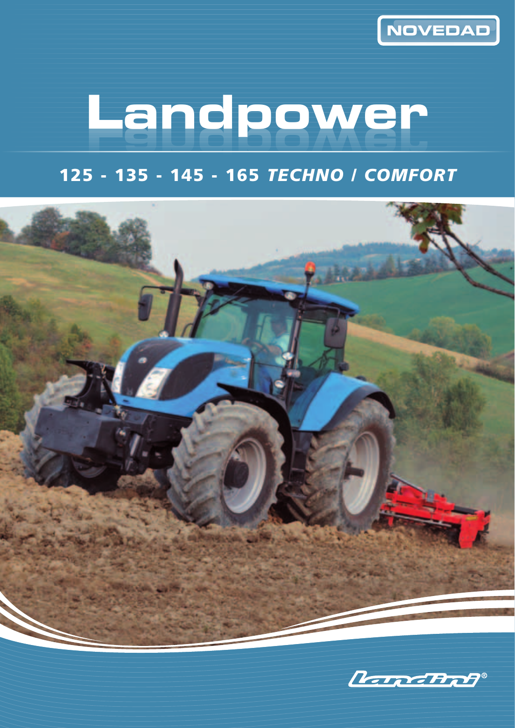NOVEDAD

# Landpower

## 125 - 135 - 145 - 165 *TECHNO / COMFORT*

Landini®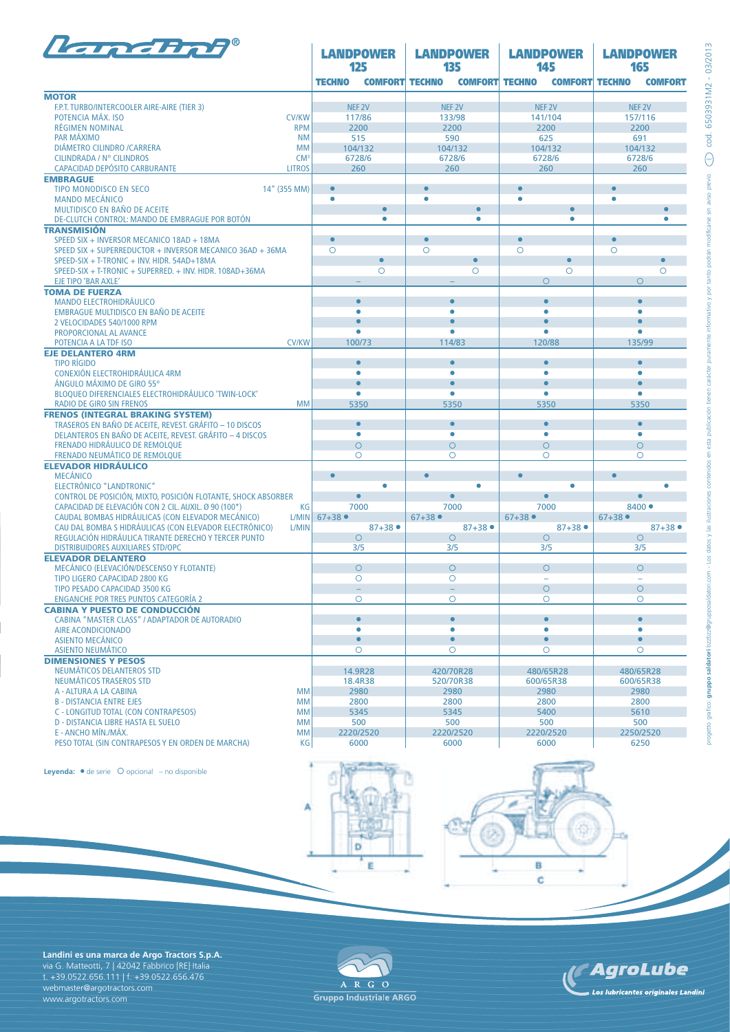# Landini®

| | | LANDPOWER 125 | | LANDPOWER 135 | | LANDPOWER 145 | | LANDPOWER 165 | |
|---|---|---|---|---|---|---|---|---|---|
| | | TECHNO | COMFORT | TECHNO | COMFORT | TECHNO | COMFORT | TECHNO | COMFORT |
| **MOTOR** | | | | | | | | | |
| F.P.T. TURBO/INTERCOOLER AIRE-AIRE (TIER 3) | | NEF 2V | | NEF 2V | | NEF 2V | | NEF 2V | |
| POTENCIA MÁX. ISO | CV/KW | 117/86 | | 133/98 | | 141/104 | | 157/116 | |
| RÉGIMEN NOMINAL | RPM | 2200 | | 2200 | | 2200 | | 2200 | |
| PAR MÁXIMO | NM | 515 | | 590 | | 625 | | 691 | |
| DIÁMETRO CILINDRO /CARRERA | MM | 104/132 | | 104/132 | | 104/132 | | 104/132 | |
| CILINDRADA / N° CILINDROS | CM³ | 6728/6 | | 6728/6 | | 6728/6 | | 6728/6 | |
| CAPACIDAD DEPÓSITO CARBURANTE | LITROS | 260 | | 260 | | 260 | | 260 | |
| **EMBRAGUE** | | | | | | | | | |
| TIPO MONODISCO EN SECO | 14" (355 MM) | ● | | ● | | ● | | ● | |
| MANDO MECÁNICO | | ● | | ● | | ● | | ● | |
| MULTIDISCO EN BAÑO DE ACEITE | | | ● | | ● | | ● | | ● |
| DE-CLUTCH CONTROL: MANDO DE EMBRAGUE POR BOTÓN | | | ● | | ● | | ● | | ● |
| **TRANSMISIÓN** | | | | | | | | | |
| SPEED SIX + INVERSOR MECANICO 18AD + 18MA | | ● | | ● | | ● | | ● | |
| SPEED SIX + SUPERREDUCTOR + INVERSOR MECANICO 36AD + 36MA | | ○ | | ○ | | ○ | | ○ | |
| SPEED-SIX + T-TRONIC + INV. HIDR. 54AD+18MA | | | ● | | ● | | ● | | ● |
| SPEED-SIX + T-TRONIC + SUPERRED. + INV. HIDR. 108AD+36MA | | | ○ | | ○ | | ○ | | ○ |
| EJE TIPO 'BAR AXLE' | | – | | – | | ○ | | ○ | |
| **TOMA DE FUERZA** | | | | | | | | | |
| MANDO ELECTROHIDRÁULICO | | ● | | ● | | ● | | ● | |
| EMBRAGUE MULTIDISCO EN BAÑO DE ACEITE | | ● | | ● | | ● | | ● | |
| 2 VELOCIDADES 540/1000 RPM | | ● | | ● | | ● | | ● | |
| PROPORCIONAL AL AVANCE | | ● | | ● | | ● | | ● | |
| POTENCIA A LA TDF ISO | CV/KW | 100/73 | | 114/83 | | 120/88 | | 135/99 | |
| **EJE DELANTERO 4RM** | | | | | | | | | |
| TIPO RÍGIDO | | ● | | ● | | ● | | ● | |
| CONEXIÓN ELECTROHIDRÁULICA 4RM | | ● | | ● | | ● | | ● | |
| ÁNGULO MÁXIMO DE GIRO 55° | | ● | | ● | | ● | | ● | |
| BLOQUEO DIFERENCIALES ELECTROHIDRÁULICO 'TWIN-LOCK' | | ● | | ● | | ● | | ● | |
| RADIO DE GIRO SIN FRENOS | MM | 5350 | | 5350 | | 5350 | | 5350 | |
| **FRENOS (INTEGRAL BRAKING SYSTEM)** | | | | | | | | | |
| TRASEROS EN BAÑO DE ACEITE, REVEST. GRÁFITO – 10 DISCOS | | ● | | ● | | ● | | ● | |
| DELANTEROS EN BAÑO DE ACEITE, REVEST. GRÁFITO – 4 DISCOS | | ● | | ● | | ● | | ● | |
| FRENADO HIDRÁULICO DE REMOLQUE | | ○ | | ○ | | ○ | | ○ | |
| FRENADO NEUMÁTICO DE REMOLQUE | | ○ | | ○ | | ○ | | ○ | |
| **ELEVADOR HIDRÁULICO** | | | | | | | | | |
| MECÁNICO | | ● | | ● | | ● | | ● | |
| ELECTRÓNICO "LANDTRONIC" | | | ● | | ● | | ● | | ● |
| CONTROL DE POSICIÓN, MIXTO, POSICIÓN FLOTANTE, SHOCK ABSORBER | | ● | | ● | | ● | | ● | |
| CAPACIDAD DE ELEVACIÓN CON 2 CIL. AUXIL. Ø 90 (100*) | KG | 7000 | | 7000 | | 7000 | | 8400 ● | |
| CAUDAL BOMBAS HIDRÁULICAS (CON ELEVADOR MECÁNICO) | L/MIN | 67+38 ● | | 67+38 ● | | 67+38 ● | | 67+38 ● | |
| CAU DAL BOMBA S HIDRÁULICAS (CON ELEVADOR ELECTRÓNICO) | L/MIN | | 87+38 ● | | 87+38 ● | | 87+38 ● | | 87+38 ● |
| REGULACIÓN HIDRÁULICA TIRANTE DERECHO Y TERCER PUNTO | | ○ | | ○ | | ○ | | ○ | |
| DISTRIBUIDORES AUXILIARES STD/OPC | | 3/5 | | 3/5 | | 3/5 | | 3/5 | |
| **ELEVADOR DELANTERO** | | | | | | | | | |
| MECÁNICO (ELEVACIÓN/DESCENSO Y FLOTANTE) | | ○ | | ○ | | ○ | | ○ | |
| TIPO LIGERO CAPACIDAD 2800 KG | | ○ | | ○ | | – | | – | |
| TIPO PESADO CAPACIDAD 3500 KG | | – | | – | | ○ | | ○ | |
| ENGANCHE POR TRES PUNTOS CATEGORÍA 2 | | ○ | | ○ | | ○ | | ○ | |
| **CABINA Y PUESTO DE CONDUCCIÓN** | | | | | | | | | |
| CABINA "MASTER CLASS" / ADAPTADOR DE AUTORADIO | | ● | | ● | | ● | | ● | |
| AIRE ACONDICIONADO | | ● | | ● | | ● | | ● | |
| ASIENTO MECÁNICO | | ● | | ● | | ● | | ● | |
| ASIENTO NEUMÁTICO | | ○ | | ○ | | ○ | | ○ | |
| **DIMENSIONES Y PESOS** | | | | | | | | | |
| NEUMÁTICOS DELANTEROS STD | | 14.9R28 | | 420/70R28 | | 480/65R28 | | 480/65R28 | |
| NEUMÁTICOS TRASEROS STD | | 18.4R38 | | 520/70R38 | | 600/65R38 | | 600/65R38 | |
| A - ALTURA A LA CABINA | MM | 2980 | | 2980 | | 2980 | | 2980 | |
| B - DISTANCIA ENTRE EJES | MM | 2800 | | 2800 | | 2800 | | 2800 | |
| C - LONGITUD TOTAL (CON CONTRAPESOS) | MM | 5345 | | 5345 | | 5400 | | 5610 | |
| D - DISTANCIA LIBRE HASTA EL SUELO | MM | 500 | | 500 | | 500 | | 500 | |
| E - ANCHO MÍN./MÁX. | MM | 2220/2520 | | 2220/2520 | | 2220/2520 | | 2250/2520 | |
| PESO TOTAL (SIN CONTRAPESOS Y EN ORDEN DE MARCHA) | KG | 6000 | | 6000 | | 6000 | | 6250 | |

**Leyenda:** ● de serie ○ opcional – no disponible

A
D
E
B
C

**Landini es una marca de Argo Tractors S.p.A.**
via G. Matteotti, 7 | 42042 Fabbrico [RE] Italia
t. +39.0522.656.111 | f. +39.0522.656.476
webmaster@argotractors.com
www.argotractors.com

ARGO
Gruppo Industriale ARGO

AgroLube
Los lubricantes originales Landini

progetto grafico gruppo saldatori lzzzzz@grupposaldatori.com - Los datos y las ilustraciones contenidos en esta publicación tienen carácter puramente informativo y por tanto podrán modificarse sin aviso previo (E) cod. 6503931M2 - 03/2013